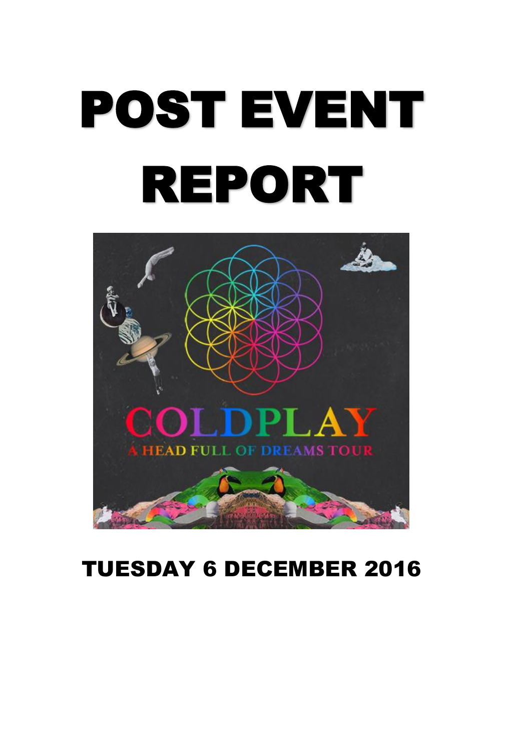# POST EVENT REPORT

COLDPLAY

A HEAD FULL OF DREAMS TOUR

## TUESDAY 6 DECEMBER 2016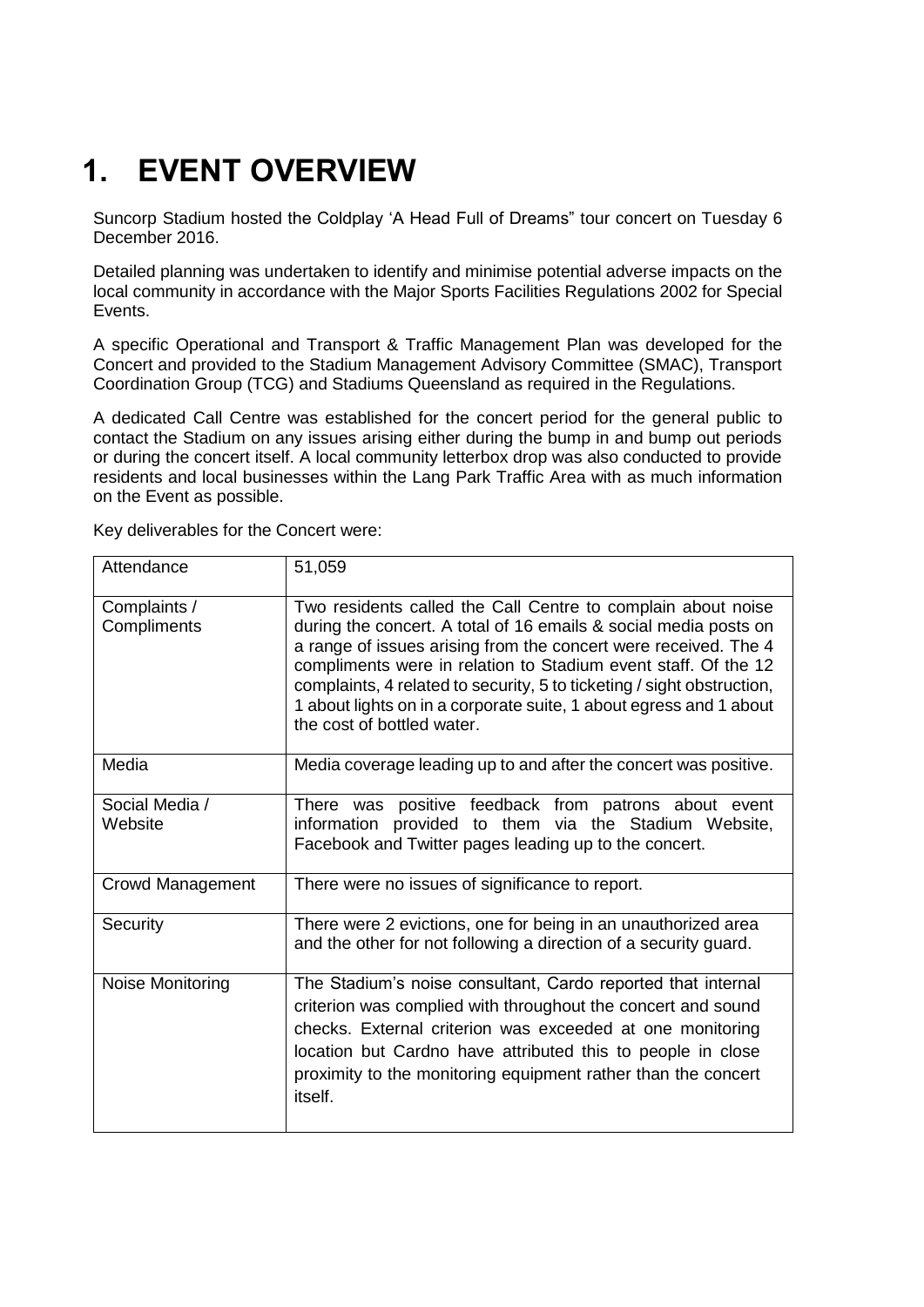# 1. EVENT OVERVIEW

Suncorp Stadium hosted the Coldplay 'A Head Full of Dreams" tour concert on Tuesday 6 December 2016.

Detailed planning was undertaken to identify and minimise potential adverse impacts on the local community in accordance with the Major Sports Facilities Regulations 2002 for Special Events.

A specific Operational and Transport & Traffic Management Plan was developed for the Concert and provided to the Stadium Management Advisory Committee (SMAC), Transport Coordination Group (TCG) and Stadiums Queensland as required in the Regulations.

A dedicated Call Centre was established for the concert period for the general public to contact the Stadium on any issues arising either during the bump in and bump out periods or during the concert itself. A local community letterbox drop was also conducted to provide residents and local businesses within the Lang Park Traffic Area with as much information on the Event as possible.

Key deliverables for the Concert were:

| Attendance | 51,059 |
|---|---|
| Complaints / Compliments | Two residents called the Call Centre to complain about noise during the concert. A total of 16 emails & social media posts on a range of issues arising from the concert were received. The 4 compliments were in relation to Stadium event staff. Of the 12 complaints, 4 related to security, 5 to ticketing / sight obstruction, 1 about lights on in a corporate suite, 1 about egress and 1 about the cost of bottled water. |
| Media | Media coverage leading up to and after the concert was positive. |
| Social Media / Website | There was positive feedback from patrons about event information provided to them via the Stadium Website, Facebook and Twitter pages leading up to the concert. |
| Crowd Management | There were no issues of significance to report. |
| Security | There were 2 evictions, one for being in an unauthorized area and the other for not following a direction of a security guard. |
| Noise Monitoring | The Stadium's noise consultant, Cardo reported that internal criterion was complied with throughout the concert and sound checks. External criterion was exceeded at one monitoring location but Cardno have attributed this to people in close proximity to the monitoring equipment rather than the concert itself. |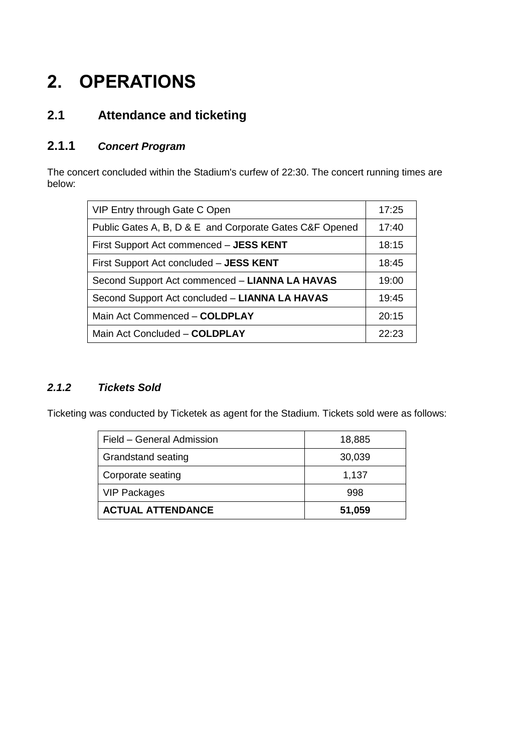# 2. OPERATIONS

## 2.1 Attendance and ticketing

### 2.1.1 *Concert Program*

The concert concluded within the Stadium's curfew of 22:30. The concert running times are below:

| | |
|---|---|
| VIP Entry through Gate C Open | 17:25 |
| Public Gates A, B, D & E and Corporate Gates C&F Opened | 17:40 |
| First Support Act commenced – **JESS KENT** | 18:15 |
| First Support Act concluded – **JESS KENT** | 18:45 |
| Second Support Act commenced – **LIANNA LA HAVAS** | 19:00 |
| Second Support Act concluded – **LIANNA LA HAVAS** | 19:45 |
| Main Act Commenced – **COLDPLAY** | 20:15 |
| Main Act Concluded – **COLDPLAY** | 22:23 |

### 2.1.2 *Tickets Sold*

Ticketing was conducted by Ticketek as agent for the Stadium. Tickets sold were as follows:

| | |
|---|---|
| Field – General Admission | 18,885 |
| Grandstand seating | 30,039 |
| Corporate seating | 1,137 |
| VIP Packages | 998 |
| **ACTUAL ATTENDANCE** | **51,059** |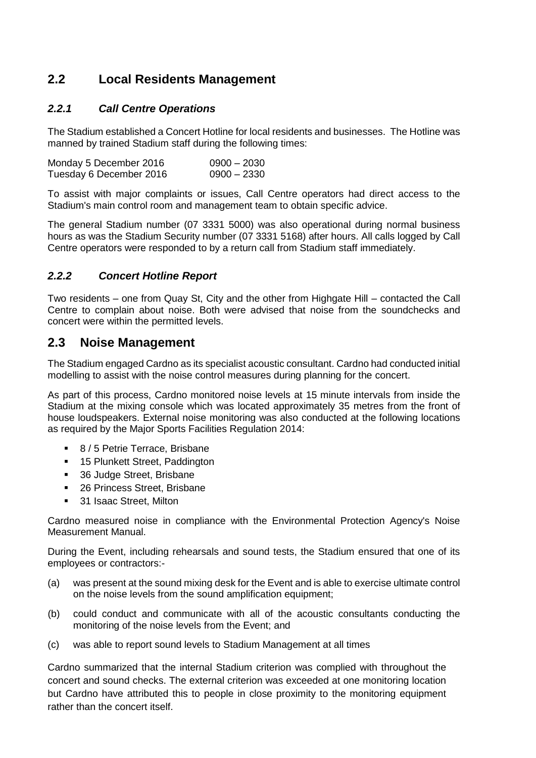## 2.2 Local Residents Management

### *2.2.1 Call Centre Operations*

The Stadium established a Concert Hotline for local residents and businesses. The Hotline was manned by trained Stadium staff during the following times:

Monday 5 December 2016 &nbsp;&nbsp;&nbsp; 0900 – 2030
Tuesday 6 December 2016 &nbsp;&nbsp;&nbsp; 0900 – 2330

To assist with major complaints or issues, Call Centre operators had direct access to the Stadium's main control room and management team to obtain specific advice.

The general Stadium number (07 3331 5000) was also operational during normal business hours as was the Stadium Security number (07 3331 5168) after hours. All calls logged by Call Centre operators were responded to by a return call from Stadium staff immediately.

### *2.2.2 Concert Hotline Report*

Two residents – one from Quay St, City and the other from Highgate Hill – contacted the Call Centre to complain about noise. Both were advised that noise from the soundchecks and concert were within the permitted levels.

## 2.3 Noise Management

The Stadium engaged Cardno as its specialist acoustic consultant. Cardno had conducted initial modelling to assist with the noise control measures during planning for the concert.

As part of this process, Cardno monitored noise levels at 15 minute intervals from inside the Stadium at the mixing console which was located approximately 35 metres from the front of house loudspeakers. External noise monitoring was also conducted at the following locations as required by the Major Sports Facilities Regulation 2014:

- 8 / 5 Petrie Terrace, Brisbane
- 15 Plunkett Street, Paddington
- 36 Judge Street, Brisbane
- 26 Princess Street, Brisbane
- 31 Isaac Street, Milton

Cardno measured noise in compliance with the Environmental Protection Agency's Noise Measurement Manual.

During the Event, including rehearsals and sound tests, the Stadium ensured that one of its employees or contractors:-

(a) was present at the sound mixing desk for the Event and is able to exercise ultimate control on the noise levels from the sound amplification equipment;

(b) could conduct and communicate with all of the acoustic consultants conducting the monitoring of the noise levels from the Event; and

(c) was able to report sound levels to Stadium Management at all times

Cardno summarized that the internal Stadium criterion was complied with throughout the concert and sound checks. The external criterion was exceeded at one monitoring location but Cardno have attributed this to people in close proximity to the monitoring equipment rather than the concert itself.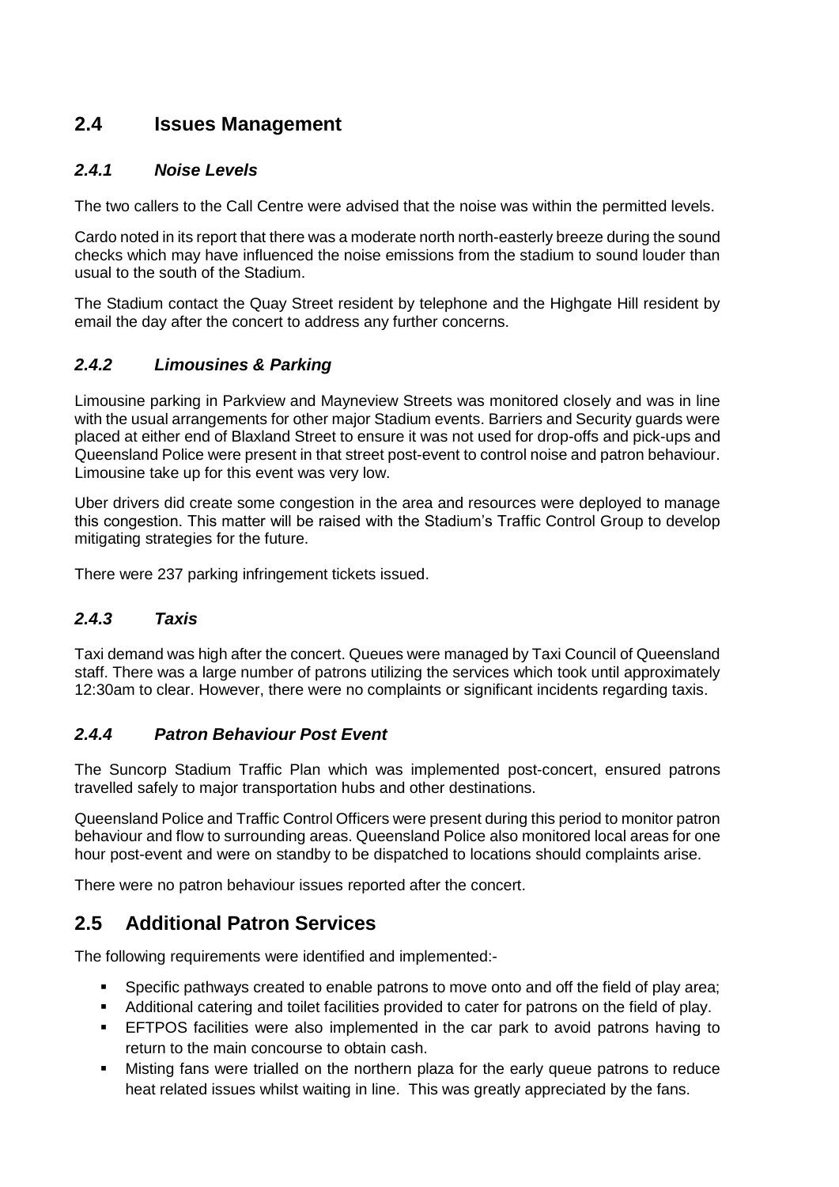## 2.4 Issues Management

### *2.4.1 Noise Levels*

The two callers to the Call Centre were advised that the noise was within the permitted levels.

Cardo noted in its report that there was a moderate north north-easterly breeze during the sound checks which may have influenced the noise emissions from the stadium to sound louder than usual to the south of the Stadium.

The Stadium contact the Quay Street resident by telephone and the Highgate Hill resident by email the day after the concert to address any further concerns.

### *2.4.2 Limousines & Parking*

Limousine parking in Parkview and Mayneview Streets was monitored closely and was in line with the usual arrangements for other major Stadium events. Barriers and Security guards were placed at either end of Blaxland Street to ensure it was not used for drop-offs and pick-ups and Queensland Police were present in that street post-event to control noise and patron behaviour. Limousine take up for this event was very low.

Uber drivers did create some congestion in the area and resources were deployed to manage this congestion. This matter will be raised with the Stadium's Traffic Control Group to develop mitigating strategies for the future.

There were 237 parking infringement tickets issued.

### *2.4.3 Taxis*

Taxi demand was high after the concert. Queues were managed by Taxi Council of Queensland staff. There was a large number of patrons utilizing the services which took until approximately 12:30am to clear. However, there were no complaints or significant incidents regarding taxis.

### *2.4.4 Patron Behaviour Post Event*

The Suncorp Stadium Traffic Plan which was implemented post-concert, ensured patrons travelled safely to major transportation hubs and other destinations.

Queensland Police and Traffic Control Officers were present during this period to monitor patron behaviour and flow to surrounding areas. Queensland Police also monitored local areas for one hour post-event and were on standby to be dispatched to locations should complaints arise.

There were no patron behaviour issues reported after the concert.

## 2.5 Additional Patron Services

The following requirements were identified and implemented:-

- Specific pathways created to enable patrons to move onto and off the field of play area;
- Additional catering and toilet facilities provided to cater for patrons on the field of play.
- EFTPOS facilities were also implemented in the car park to avoid patrons having to return to the main concourse to obtain cash.
- Misting fans were trialled on the northern plaza for the early queue patrons to reduce heat related issues whilst waiting in line. This was greatly appreciated by the fans.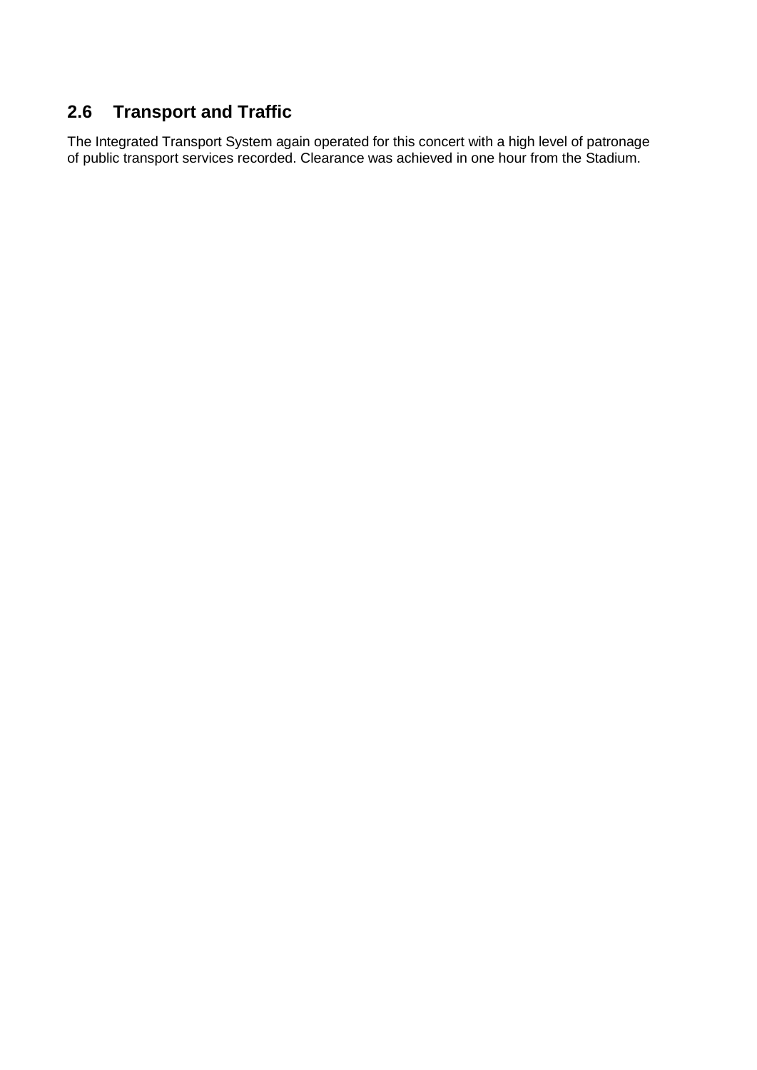## 2.6 Transport and Traffic

The Integrated Transport System again operated for this concert with a high level of patronage of public transport services recorded. Clearance was achieved in one hour from the Stadium.